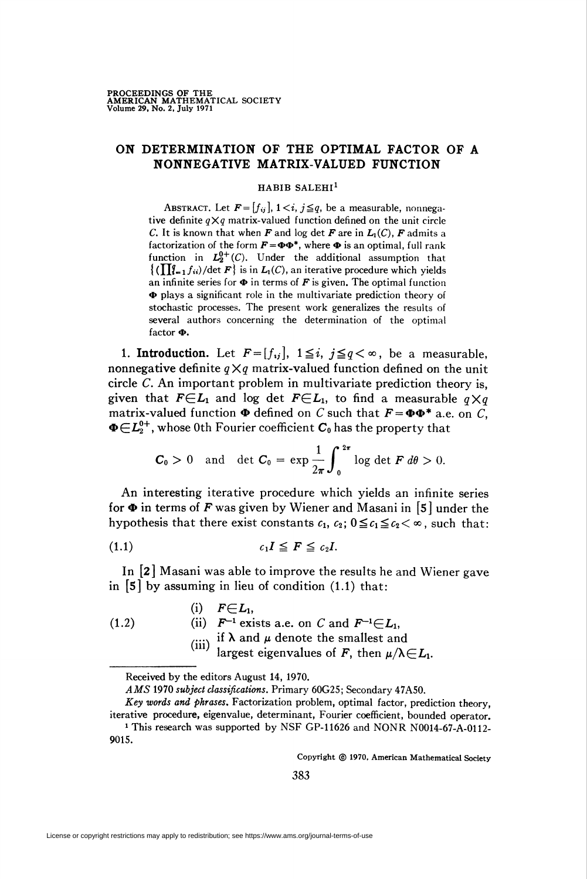# ON DETERMINATION OF THE OPTIMAL FACTOR OF A NONNEGATIVE MATRIX-VALUED FUNCTION

HABIB SALEHI[1]

ABSTRACT. Let $F = [f_{ij}]$, $1 < i, j \leq q$, be a measurable, nonnegative definite $q \times q$ matrix-valued function defined on the unit circle $C$. It is known that when $F$ and log det $F$ are in $L_1(C)$, $F$ admits a factorization of the form $F = \Phi\Phi^*$, where $\Phi$ is an optimal, full rank function in $L_2^{0+}(C)$. Under the additional assumption that $\{(\prod_{i=1}^{q} f_{ii})/\det F\}$ is in $L_1(C)$, an iterative procedure which yields an infinite series for $\Phi$ in terms of $F$ is given. The optimal function $\Phi$ plays a significant role in the multivariate prediction theory of stochastic processes. The present work generalizes the results of several authors concerning the determination of the optimal factor $\Phi$.

**1. Introduction.** Let $F = [f_{ij}]$, $1 \leq i, j \leq q < \infty$, be a measurable, nonnegative definite $q \times q$ matrix-valued function defined on the unit circle $C$. An important problem in multivariate prediction theory is, given that $F \in L_1$ and log det $F \in L_1$, to find a measurable $q \times q$ matrix-valued function $\Phi$ defined on $C$ such that $F = \Phi\Phi^*$ a.e. on $C$, $\Phi \in L_2^{0+}$, whose 0th Fourier coefficient $C_0$ has the property that

$$C_0 > 0 \quad \text{and} \quad \det C_0 = \exp \frac{1}{2\pi} \int_0^{2\pi} \log \det F \, d\theta > 0.$$

An interesting iterative procedure which yields an infinite series for $\Phi$ in terms of $F$ was given by Wiener and Masani in [5] under the hypothesis that there exist constants $c_1, c_2$; $0 \leq c_1 \leq c_2 < \infty$, such that:

$$c_1 I \leq F \leq c_2 I. \tag{1.1}$$

In [2] Masani was able to improve the results he and Wiener gave in [5] by assuming in lieu of condition (1.1) that:

$$\begin{aligned} &\text{(i)} \quad F \in L_1, \\ &\text{(ii)} \quad F^{-1} \text{ exists a.e. on } C \text{ and } F^{-1} \in L_1, \\ &\text{(iii)} \quad \text{if } \lambda \text{ and } \mu \text{ denote the smallest and largest eigenvalues of } F, \text{ then } \mu/\lambda \in L_1. \end{aligned} \tag{1.2}$$

Received by the editors August 14, 1970.

*AMS* 1970 *subject classifications*. Primary 60G25; Secondary 47A50.

*Key words and phrases*. Factorization problem, optimal factor, prediction theory, iterative procedure, eigenvalue, determinant, Fourier coefficient, bounded operator.

[1] This research was supported by NSF GP-11626 and NONR N0014-67-A-0112-9015.

Copyright © 1970, American Mathematical Society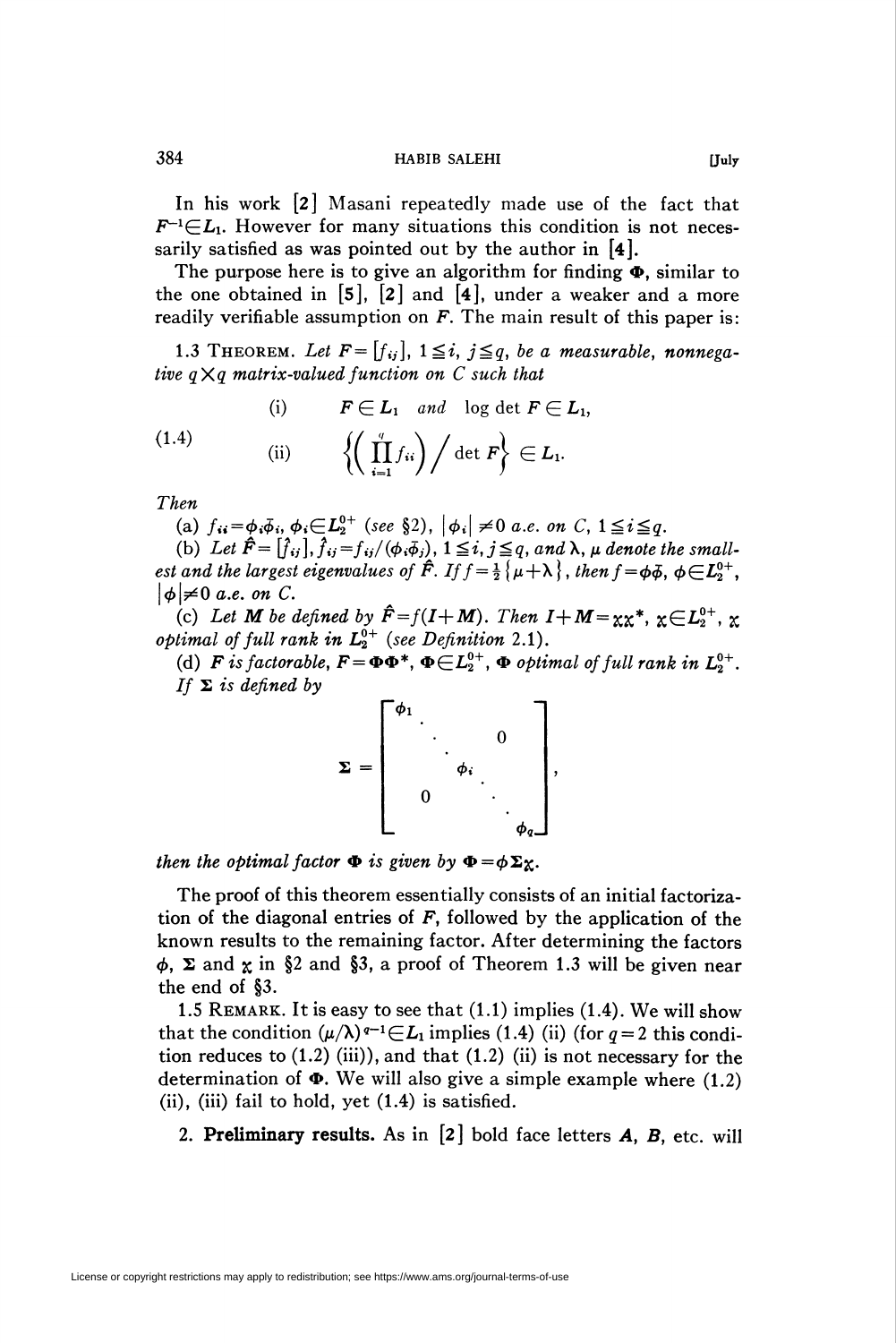In his work [2] Masani repeatedly made use of the fact that $\boldsymbol{F}^{-1} \in \boldsymbol{L}_1$. However for many situations this condition is not necessarily satisfied as was pointed out by the author in [4].

The purpose here is to give an algorithm for finding $\boldsymbol{\Phi}$, similar to the one obtained in [5], [2] and [4], under a weaker and a more readily verifiable assumption on $\boldsymbol{F}$. The main result of this paper is:

1.3 THEOREM. *Let $\boldsymbol{F} = [f_{ij}]$, $1 \leqq i, j \leqq q$, be a measurable, nonnegative $q \times q$ matrix-valued function on $C$ such that*

$$
(1.4) \qquad \begin{aligned} &\text{(i)} \qquad \boldsymbol{F} \in \boldsymbol{L}_1 \quad \text{and} \quad \log \det \boldsymbol{F} \in \boldsymbol{L}_1, \\ &\text{(ii)} \qquad \left\{ \left( \prod_{i=1}^{q} f_{ii} \right) \Big/ \det \boldsymbol{F} \right\} \in \boldsymbol{L}_1. \end{aligned}
$$

*Then*

(a) $f_{ii} = \phi_i \bar{\phi}_i$, $\phi_i \in L_2^{0+}$ *(see §2)*, $|\phi_i| \neq 0$ *a.e. on $C$*, $1 \leqq i \leqq q$.

(b) *Let $\hat{\boldsymbol{F}} = [\hat{f}_{ij}]$, $\hat{f}_{ij} = f_{ij}/(\phi_i \bar{\phi}_j)$, $1 \leqq i, j \leqq q$, and $\lambda$, $\mu$ denote the smallest and the largest eigenvalues of $\hat{\boldsymbol{F}}$. If $f = \frac{1}{2}\{\mu + \lambda\}$, then $f = \phi\bar{\phi}$, $\phi \in L_2^{0+}$, $|\phi| \neq 0$ a.e. on $C$.*

(c) *Let $\boldsymbol{M}$ be defined by $\hat{\boldsymbol{F}} = f(\boldsymbol{I} + \boldsymbol{M})$. Then $\boldsymbol{I} + \boldsymbol{M} = \boldsymbol{\chi}\boldsymbol{\chi}^*$, $\boldsymbol{\chi} \in \boldsymbol{L}_2^{0+}$, $\boldsymbol{\chi}$ optimal of full rank in $\boldsymbol{L}_2^{0+}$ (see Definition 2.1).*

(d) *$\boldsymbol{F}$ is factorable, $\boldsymbol{F} = \boldsymbol{\Phi}\boldsymbol{\Phi}^*$, $\boldsymbol{\Phi} \in \boldsymbol{L}_2^{0+}$, $\boldsymbol{\Phi}$ optimal of full rank in $\boldsymbol{L}_2^{0+}$. If $\boldsymbol{\Sigma}$ is defined by*

$$
\boldsymbol{\Sigma} = \begin{bmatrix} \phi_1 & & & & \\ & \ddots & & 0 & \\ & & \phi_i & & \\ & 0 & & \ddots & \\ & & & & \phi_q \end{bmatrix},
$$

*then the optimal factor $\boldsymbol{\Phi}$ is given by $\boldsymbol{\Phi} = \phi\boldsymbol{\Sigma}\boldsymbol{\chi}$.*

The proof of this theorem essentially consists of an initial factorization of the diagonal entries of $\boldsymbol{F}$, followed by the application of the known results to the remaining factor. After determining the factors $\phi$, $\boldsymbol{\Sigma}$ and $\boldsymbol{\chi}$ in §2 and §3, a proof of Theorem 1.3 will be given near the end of §3.

1.5 REMARK. It is easy to see that (1.1) implies (1.4). We will show that the condition $(\mu/\lambda)^{q-1} \in L_1$ implies (1.4) (ii) (for $q = 2$ this condition reduces to (1.2) (iii)), and that (1.2) (ii) is not necessary for the determination of $\boldsymbol{\Phi}$. We will also give a simple example where (1.2) (ii), (iii) fail to hold, yet (1.4) is satisfied.

## 2. Preliminary results.

As in [2] bold face letters $\boldsymbol{A}$, $\boldsymbol{B}$, etc. will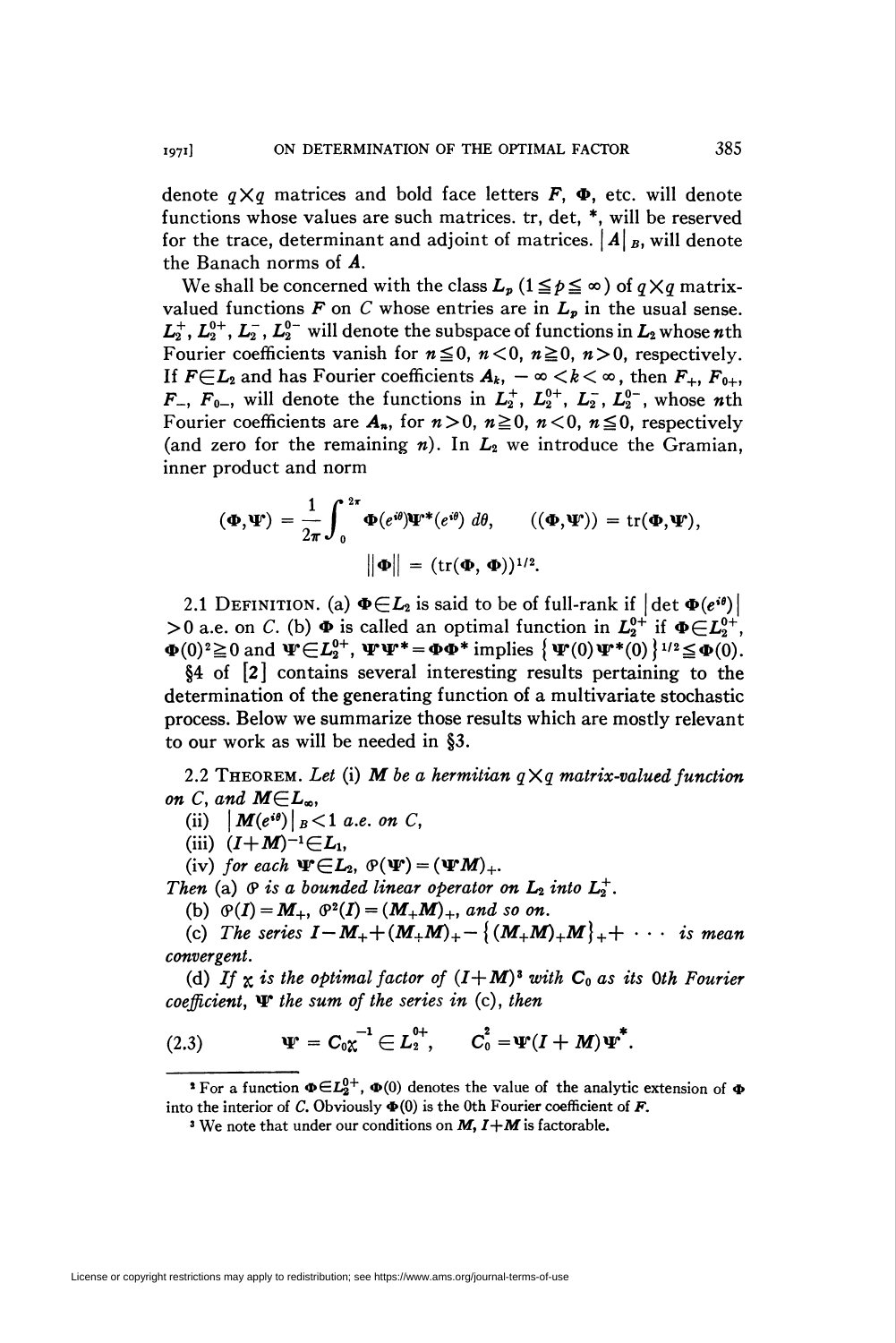denote $q \times q$ matrices and bold face letters $\boldsymbol{F}$, $\boldsymbol{\Phi}$, etc. will denote functions whose values are such matrices. tr, det, \*, will be reserved for the trace, determinant and adjoint of matrices. $|A|_B$, will denote the Banach norms of $A$.

We shall be concerned with the class $\boldsymbol{L}_p$ $(1 \leqq p \leqq \infty)$ of $q \times q$ matrix-valued functions $\boldsymbol{F}$ on $C$ whose entries are in $L_p$ in the usual sense. $\boldsymbol{L}_2^+$, $\boldsymbol{L}_2^{0+}$, $\boldsymbol{L}_2^-$, $\boldsymbol{L}_2^{0-}$ will denote the subspace of functions in $\boldsymbol{L}_2$ whose $n$th Fourier coefficients vanish for $n \leqq 0$, $n < 0$, $n \geqq 0$, $n > 0$, respectively. If $\boldsymbol{F} \in \boldsymbol{L}_2$ and has Fourier coefficients $\boldsymbol{A}_k$, $-\infty < k < \infty$, then $\boldsymbol{F}_+$, $\boldsymbol{F}_{0+}$, $\boldsymbol{F}_-$, $\boldsymbol{F}_{0-}$, will denote the functions in $\boldsymbol{L}_2^+$, $\boldsymbol{L}_2^{0+}$, $\boldsymbol{L}_2^-$, $\boldsymbol{L}_2^{0-}$, whose $n$th Fourier coefficients are $\boldsymbol{A}_n$, for $n > 0$, $n \geqq 0$, $n < 0$, $n \leqq 0$, respectively (and zero for the remaining $n$). In $\boldsymbol{L}_2$ we introduce the Gramian, inner product and norm

$$(\boldsymbol{\Phi}, \boldsymbol{\Psi}) = \frac{1}{2\pi} \int_0^{2\pi} \boldsymbol{\Phi}(e^{i\theta}) \boldsymbol{\Psi}^*(e^{i\theta})\, d\theta, \qquad ((\boldsymbol{\Phi}, \boldsymbol{\Psi})) = \operatorname{tr}(\boldsymbol{\Phi}, \boldsymbol{\Psi}),$$

$$\|\boldsymbol{\Phi}\| = (\operatorname{tr}(\boldsymbol{\Phi}, \boldsymbol{\Phi}))^{1/2}.$$

2.1 Definition. (a) $\boldsymbol{\Phi} \in \boldsymbol{L}_2$ is said to be of full-rank if $|\det \boldsymbol{\Phi}(e^{i\theta})| > 0$ a.e. on $C$. (b) $\boldsymbol{\Phi}$ is called an optimal function in $\boldsymbol{L}_2^{0+}$ if $\boldsymbol{\Phi} \in \boldsymbol{L}_2^{0+}$, $\boldsymbol{\Phi}(0)$[2] $\geqq 0$ and $\boldsymbol{\Psi} \in \boldsymbol{L}_2^{0+}$, $\boldsymbol{\Psi}\boldsymbol{\Psi}^* = \boldsymbol{\Phi}\boldsymbol{\Phi}^*$ implies $\{\boldsymbol{\Psi}(0)\boldsymbol{\Psi}^*(0)\}^{1/2} \leqq \boldsymbol{\Phi}(0)$.

§4 of [2] contains several interesting results pertaining to the determination of the generating function of a multivariate stochastic process. Below we summarize those results which are mostly relevant to our work as will be needed in §3.

2.2 Theorem. *Let* (i) $\boldsymbol{M}$ *be a hermitian $q \times q$ matrix-valued function on $C$, and* $\boldsymbol{M} \in \boldsymbol{L}_\infty$,

(ii) $|\boldsymbol{M}(e^{i\theta})|_B < 1$ *a.e. on* $C$,

(iii) $(\boldsymbol{I} + \boldsymbol{M})^{-1} \in \boldsymbol{L}_1$,

(iv) *for each* $\boldsymbol{\Psi} \in \boldsymbol{L}_2$, $\mathcal{P}(\boldsymbol{\Psi}) = (\boldsymbol{\Psi}\boldsymbol{M})_+$.

*Then* (a) $\mathcal{P}$ *is a bounded linear operator on* $\boldsymbol{L}_2$ *into* $\boldsymbol{L}_2^+$.

(b) $\mathcal{P}(\boldsymbol{I}) = \boldsymbol{M}_+$, $\mathcal{P}^2(\boldsymbol{I}) = (\boldsymbol{M}_+\boldsymbol{M})_+$, *and so on.*

(c) *The series* $\boldsymbol{I} - \boldsymbol{M}_+ + (\boldsymbol{M}_+\boldsymbol{M})_+ - \{(\boldsymbol{M}_+\boldsymbol{M})_+\boldsymbol{M}\}_+ + \cdots$ *is mean convergent.*

(d) *If $\chi$ is the optimal factor of $(\boldsymbol{I} + \boldsymbol{M})$[3] with $\boldsymbol{C}_0$ as its 0th Fourier coefficient, $\boldsymbol{\Psi}$ the sum of the series in* (c), *then*

$$\boldsymbol{\Psi} = \boldsymbol{C}_0 \chi^{-1} \in \boldsymbol{L}_2^{0+}, \qquad \boldsymbol{C}_0^2 = \boldsymbol{\Psi}(\boldsymbol{I} + \boldsymbol{M})\boldsymbol{\Psi}^*. \tag{2.3}$$

---

[2] For a function $\boldsymbol{\Phi} \in \boldsymbol{L}_2^{0+}$, $\boldsymbol{\Phi}(0)$ denotes the value of the analytic extension of $\boldsymbol{\Phi}$ into the interior of $C$. Obviously $\boldsymbol{\Phi}(0)$ is the 0th Fourier coefficient of $\boldsymbol{F}$.

[3] We note that under our conditions on $\boldsymbol{M}$, $\boldsymbol{I} + \boldsymbol{M}$ is factorable.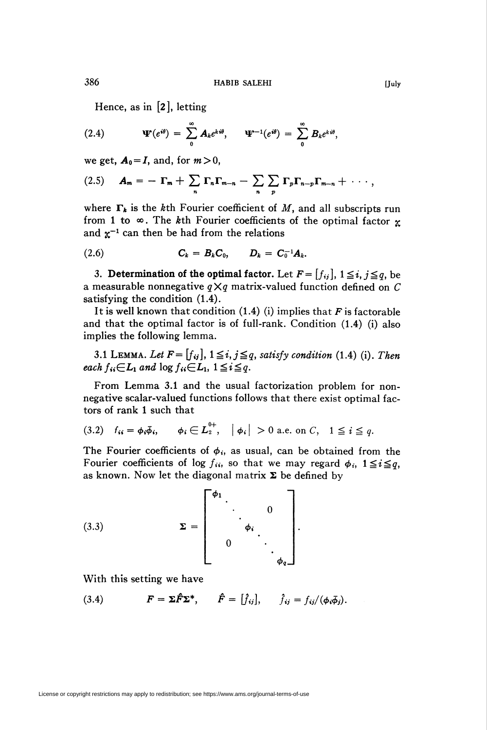Hence, as in [2], letting

$$\Psi(e^{i\theta}) = \sum_{0}^{\infty} A_k e^{ki\theta}, \qquad \Psi^{-1}(e^{i\theta}) = \sum_{0}^{\infty} B_k e^{ki\theta}, \tag{2.4}$$

we get, $A_0 = I$, and, for $m > 0$,

$$A_m = -\Gamma_m + \sum_n \Gamma_n \Gamma_{m-n} - \sum_n \sum_p \Gamma_p \Gamma_{n-p} \Gamma_{m-n} + \cdots, \tag{2.5}$$

where $\Gamma_k$ is the $k$th Fourier coefficient of $M$, and all subscripts run from 1 to $\infty$. The $k$th Fourier coefficients of the optimal factor $\chi$ and $\chi^{-1}$ can then be had from the relations

$$C_k = B_k C_0, \qquad D_k = C_0^{-1} A_k. \tag{2.6}$$

**3. Determination of the optimal factor.** Let $F = [f_{ij}]$, $1 \leqq i, j \leqq q$, be a measurable nonnegative $q \times q$ matrix-valued function defined on $C$ satisfying the condition (1.4).

It is well known that condition (1.4) (i) implies that $F$ is factorable and that the optimal factor is of full-rank. Condition (1.4) (i) also implies the following lemma.

3.1 LEMMA. *Let $F = [f_{ij}]$, $1 \leqq i, j \leqq q$, satisfy condition* (1.4) (i). *Then each $f_{ii} \in L_1$ and $\log f_{ii} \in L_1$, $1 \leqq i \leqq q$.*

From Lemma 3.1 and the usual factorization problem for nonnegative scalar-valued functions follows that there exist optimal factors of rank 1 such that

$$f_{ii} = \phi_i \bar{\phi}_i, \qquad \phi_i \in L_2^{0+}, \quad |\phi_i| > 0 \text{ a.e. on } C, \quad 1 \leqq i \leqq q. \tag{3.2}$$

The Fourier coefficients of $\phi_i$, as usual, can be obtained from the Fourier coefficients of $\log f_{ii}$, so that we may regard $\phi_i$, $1 \leqq i \leqq q$, as known. Now let the diagonal matrix $\Sigma$ be defined by

$$\Sigma = \begin{bmatrix} \phi_1 & & & & 0 \\ & \ddots & & & \\ & & \phi_i & & \\ & & & \ddots & \\ 0 & & & & \phi_q \end{bmatrix}. \tag{3.3}$$

With this setting we have

$$F = \Sigma \hat{F} \Sigma^*, \qquad \hat{F} = [\hat{f}_{ij}], \qquad \hat{f}_{ij} = f_{ij}/(\phi_i \bar{\phi}_j). \tag{3.4}$$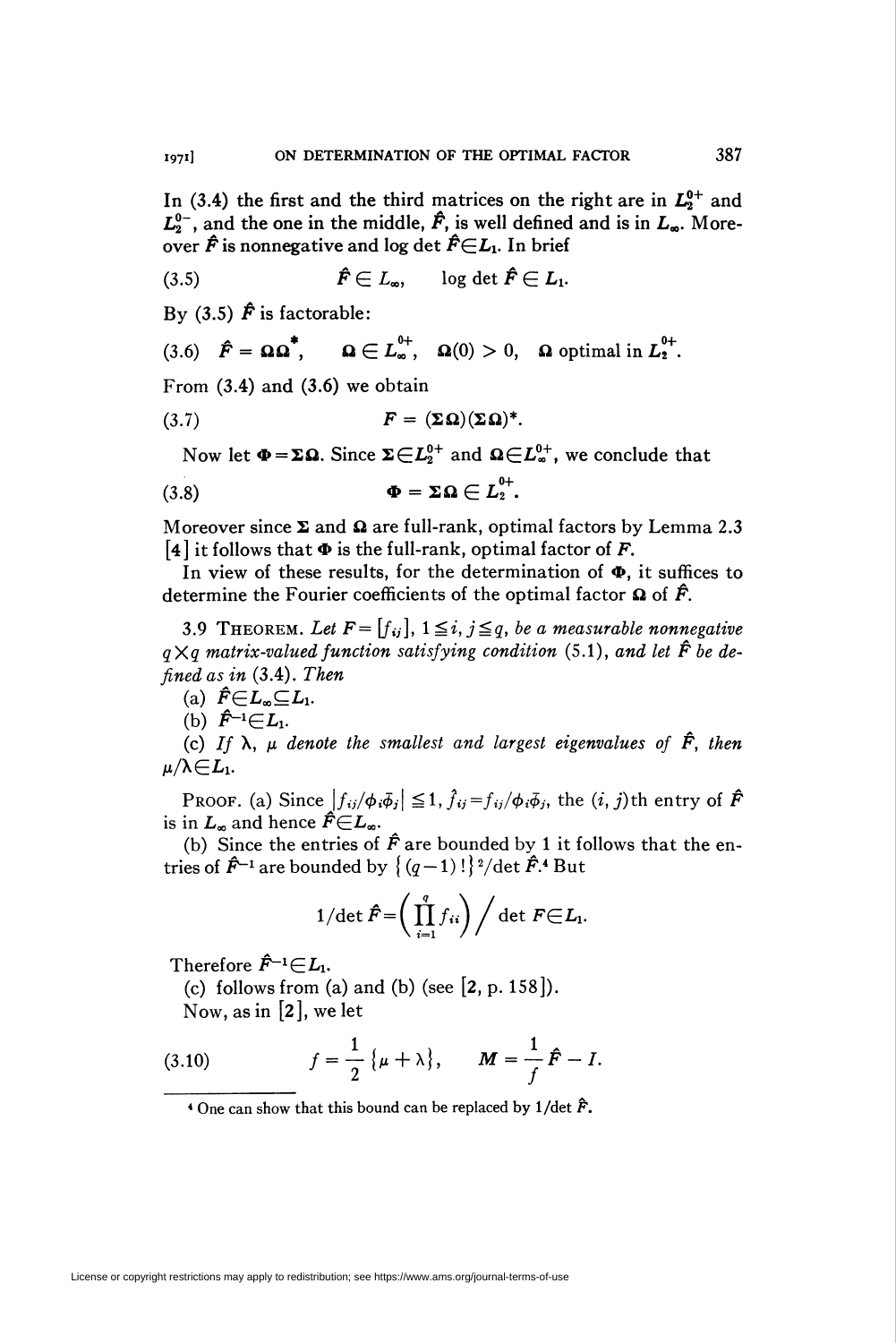In (3.4) the first and the third matrices on the right are in $L_2^{0+}$ and $L_2^{0-}$, and the one in the middle, $\hat{F}$, is well defined and is in $L_\infty$. Moreover $\hat{F}$ is nonnegative and $\log \det \hat{F} \in L_1$. In brief

$$\hat{F} \in L_\infty, \qquad \log \det \hat{F} \in L_1. \tag{3.5}$$

By (3.5) $\hat{F}$ is factorable:

$$\hat{F} = \Omega\Omega^*, \qquad \Omega \in L_\infty^{0+}, \quad \Omega(0) > 0, \quad \Omega \text{ optimal in } L_2^{0+}. \tag{3.6}$$

From (3.4) and (3.6) we obtain

$$F = (\Sigma\Omega)(\Sigma\Omega)^*. \tag{3.7}$$

Now let $\Phi = \Sigma\Omega$. Since $\Sigma \in L_2^{0+}$ and $\Omega \in L_\infty^{0+}$, we conclude that

$$\Phi = \Sigma\Omega \in L_2^{0+}. \tag{3.8}$$

Moreover since $\Sigma$ and $\Omega$ are full-rank, optimal factors by Lemma 2.3 [4] it follows that $\Phi$ is the full-rank, optimal factor of $F$.

In view of these results, for the determination of $\Phi$, it suffices to determine the Fourier coefficients of the optimal factor $\Omega$ of $\hat{F}$.

3.9 THEOREM. *Let $F = [f_{ij}]$, $1 \leqq i, j \leqq q$, be a measurable nonnegative $q \times q$ matrix-valued function satisfying condition* (5.1), *and let $\hat{F}$ be defined as in* (3.4). *Then*

(a) $\hat{F} \in L_\infty \subseteq L_1$.

(b) $\hat{F}^{-1} \in L_1$.

(c) *If $\lambda$, $\mu$ denote the smallest and largest eigenvalues of $\hat{F}$, then* $\mu/\lambda \in L_1$.

PROOF. (a) Since $|f_{ij}/\phi_i\bar{\phi}_j| \leqq 1$, $\hat{f}_{ij} = f_{ij}/\phi_i\bar{\phi}_j$, the $(i, j)$th entry of $\hat{F}$ is in $L_\infty$ and hence $\hat{F} \in L_\infty$.

(b) Since the entries of $\hat{F}$ are bounded by 1 it follows that the entries of $\hat{F}^{-1}$ are bounded by $\{(q-1)!\}^2/\det \hat{F}$.[4] But

$$1/\det \hat{F} = \left(\prod_{i=1}^{q} f_{ii}\right) \Big/ \det F \in L_1.$$

Therefore $\hat{F}^{-1} \in L_1$.

(c) follows from (a) and (b) (see [2, p. 158]).

Now, as in [2], we let

$$f = \frac{1}{2}\{\mu + \lambda\}, \qquad M = \frac{1}{f}\hat{F} - I. \tag{3.10}$$

---

[4] One can show that this bound can be replaced by $1/\det \hat{F}$.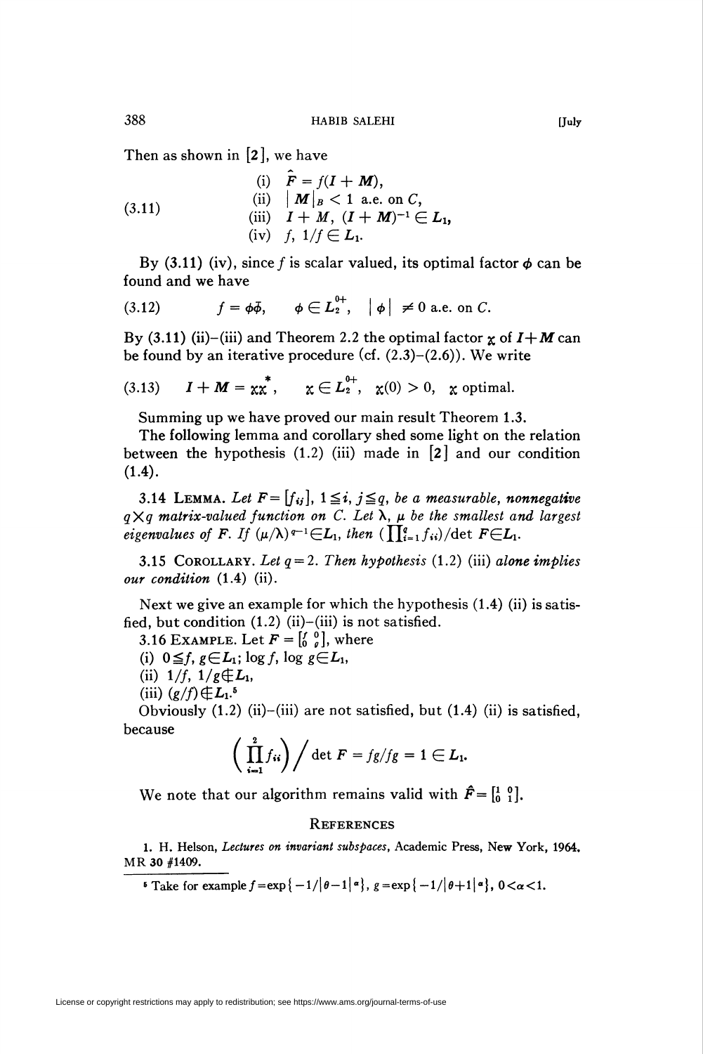Then as shown in [2], we have

$$
(3.11) \qquad \begin{array}{ll} \text{(i)} & \hat{F} = f(I + M), \\ \text{(ii)} & |M|_B < 1 \text{ a.e. on } C, \\ \text{(iii)} & I + M,\ (I+M)^{-1} \in L_1, \\ \text{(iv)} & f,\ 1/f \in L_1. \end{array}
$$

By (3.11) (iv), since $f$ is scalar valued, its optimal factor $\phi$ can be found and we have

$$
(3.12) \qquad f = \phi\bar{\phi}, \qquad \phi \in L_2^{0+}, \quad |\phi| \neq 0 \text{ a.e. on } C.
$$

By (3.11) (ii)–(iii) and Theorem 2.2 the optimal factor $\chi$ of $I+M$ can be found by an iterative procedure (cf. (2.3)–(2.6)). We write

$$
(3.13) \qquad I + M = \chi\chi^*, \qquad \chi \in L_2^{0+}, \quad \chi(0) > 0, \quad \chi \text{ optimal.}
$$

Summing up we have proved our main result Theorem 1.3.

The following lemma and corollary shed some light on the relation between the hypothesis (1.2) (iii) made in [2] and our condition (1.4).

3.14 Lemma. *Let $F = [f_{ij}]$, $1 \leq i, j \leq q$, be a measurable, **nonnegative** $q \times q$ matrix-valued function on $C$. Let $\lambda$, $\mu$ be the smallest and largest eigenvalues of $F$. If $(\mu/\lambda)^{q-1} \in L_1$, then $(\prod_{i=1}^q f_{ii})/\det F \in L_1$.*

3.15 Corollary. *Let $q = 2$. Then hypothesis* (1.2) (iii) *alone implies our condition* (1.4) (ii).

Next we give an example for which the hypothesis (1.4) (ii) is satisfied, but condition (1.2) (ii)–(iii) is not satisfied.

3.16 Example. Let $F = \begin{bmatrix} f & 0 \\ 0 & g \end{bmatrix}$, where

(i) $0 \leq f, g \in L_1$; $\log f$, $\log g \in L_1$,

(ii) $1/f$, $1/g \notin L_1$,

(iii) $(g/f) \notin L_1$.[5]

Obviously (1.2) (ii)–(iii) are not satisfied, but (1.4) (ii) is satisfied, because

$$
\left( \prod_{i=1}^{2} f_{ii} \right) \Big/ \det F = fg/fg = 1 \in L_1.
$$

We note that our algorithm remains valid with $\hat{F} = \begin{bmatrix} 1 & 0 \\ 0 & 1 \end{bmatrix}$.

## References

1. H. Helson, *Lectures on invariant subspaces*, Academic Press, New York, 1964. MR 30 #1409.

---

[5] Take for example $f = \exp\{-1/|\theta - 1|^\alpha\}$, $g = \exp\{-1/|\theta + 1|^\alpha\}$, $0 < \alpha < 1$.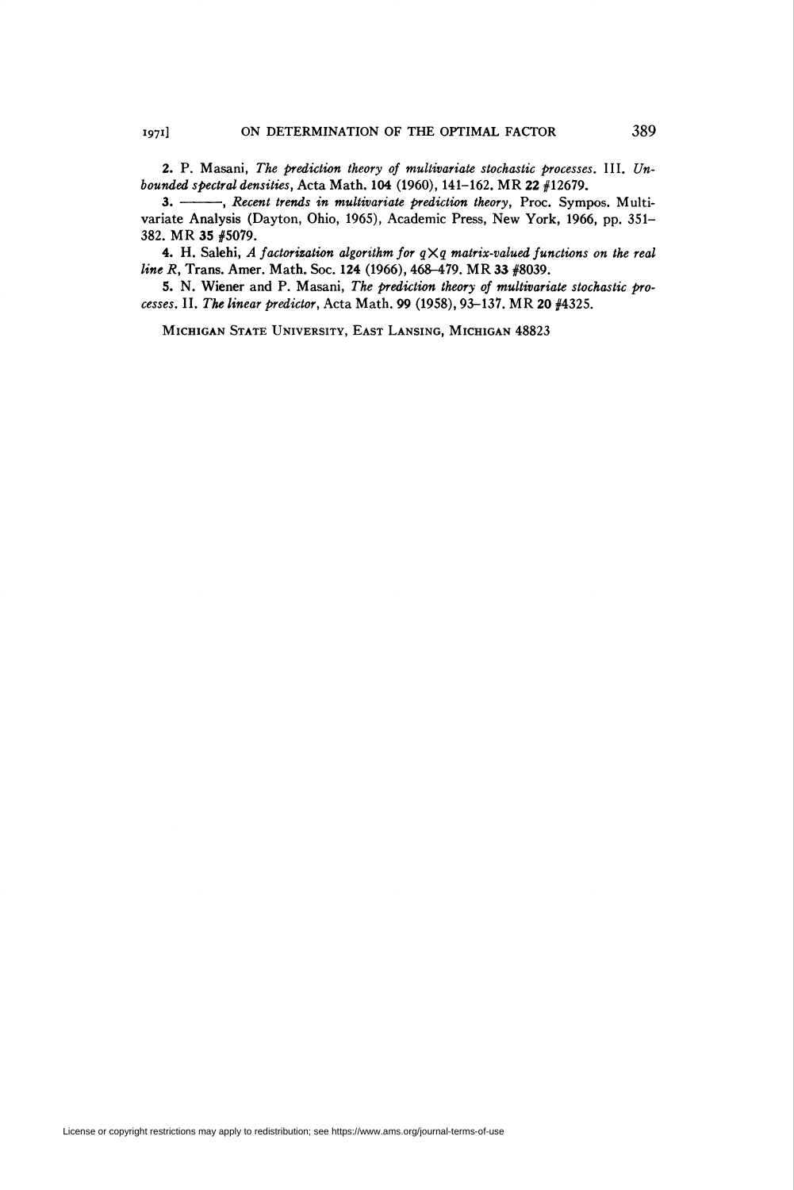2. P. Masani, *The prediction theory of multivariate stochastic processes*. III. *Unbounded spectral densities*, Acta Math. **104** (1960), 141–162. MR **22** #12679.

3. ———, *Recent trends in multivariate prediction theory*, Proc. Sympos. Multivariate Analysis (Dayton, Ohio, 1965), Academic Press, New York, 1966, pp. 351–382. MR **35** #5079.

4. H. Salehi, *A factorization algorithm for $q \times q$ matrix-valued functions on the real line $R$*, Trans. Amer. Math. Soc. **124** (1966), 468–479. MR **33** #8039.

5. N. Wiener and P. Masani, *The prediction theory of multivariate stochastic processes*. II. *The linear predictor*, Acta Math. **99** (1958), 93–137. MR **20** #4325.

MICHIGAN STATE UNIVERSITY, EAST LANSING, MICHIGAN 48823